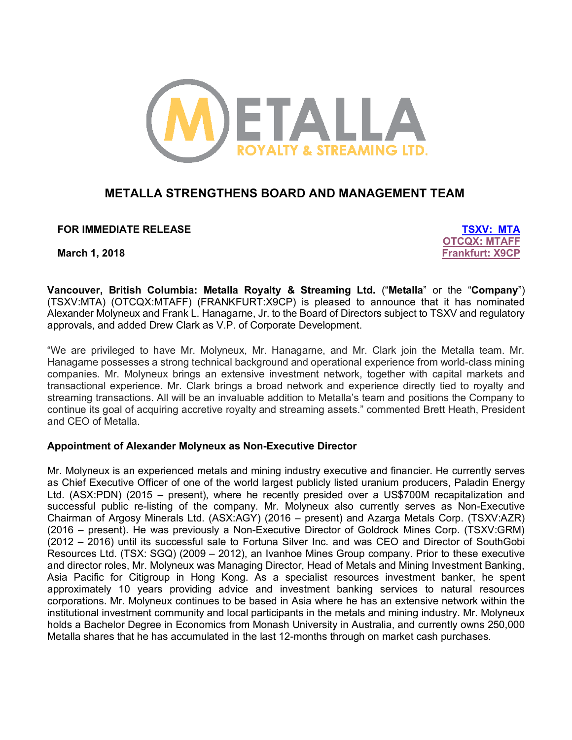# METALLA STRENGTHENS BOARD AND MANAGEMENT TEAM

**FOR IMMEDIATE RELEASE**

**March 1, 2018**

**TSXV: MTA**
**OTCQX: MTAFF**
**Frankfurt: X9CP**

**Vancouver, British Columbia: Metalla Royalty & Streaming Ltd.** ("**Metalla**" or the "**Company**") (TSXV:MTA) (OTCQX:MTAFF) (FRANKFURT:X9CP) is pleased to announce that it has nominated Alexander Molyneux and Frank L. Hanagarne, Jr. to the Board of Directors subject to TSXV and regulatory approvals, and added Drew Clark as V.P. of Corporate Development.

"We are privileged to have Mr. Molyneux, Mr. Hanagarne, and Mr. Clark join the Metalla team. Mr. Hanagarne possesses a strong technical background and operational experience from world-class mining companies. Mr. Molyneux brings an extensive investment network, together with capital markets and transactional experience. Mr. Clark brings a broad network and experience directly tied to royalty and streaming transactions. All will be an invaluable addition to Metalla's team and positions the Company to continue its goal of acquiring accretive royalty and streaming assets." commented Brett Heath, President and CEO of Metalla.

**Appointment of Alexander Molyneux as Non-Executive Director**

Mr. Molyneux is an experienced metals and mining industry executive and financier. He currently serves as Chief Executive Officer of one of the world largest publicly listed uranium producers, Paladin Energy Ltd. (ASX:PDN) (2015 – present), where he recently presided over a US$700M recapitalization and successful public re-listing of the company. Mr. Molyneux also currently serves as Non-Executive Chairman of Argosy Minerals Ltd. (ASX:AGY) (2016 – present) and Azarga Metals Corp. (TSXV:AZR) (2016 – present). He was previously a Non-Executive Director of Goldrock Mines Corp. (TSXV:GRM) (2012 – 2016) until its successful sale to Fortuna Silver Inc. and was CEO and Director of SouthGobi Resources Ltd. (TSX: SGQ) (2009 – 2012), an Ivanhoe Mines Group company. Prior to these executive and director roles, Mr. Molyneux was Managing Director, Head of Metals and Mining Investment Banking, Asia Pacific for Citigroup in Hong Kong. As a specialist resources investment banker, he spent approximately 10 years providing advice and investment banking services to natural resources corporations. Mr. Molyneux continues to be based in Asia where he has an extensive network within the institutional investment community and local participants in the metals and mining industry. Mr. Molyneux holds a Bachelor Degree in Economics from Monash University in Australia, and currently owns 250,000 Metalla shares that he has accumulated in the last 12-months through on market cash purchases.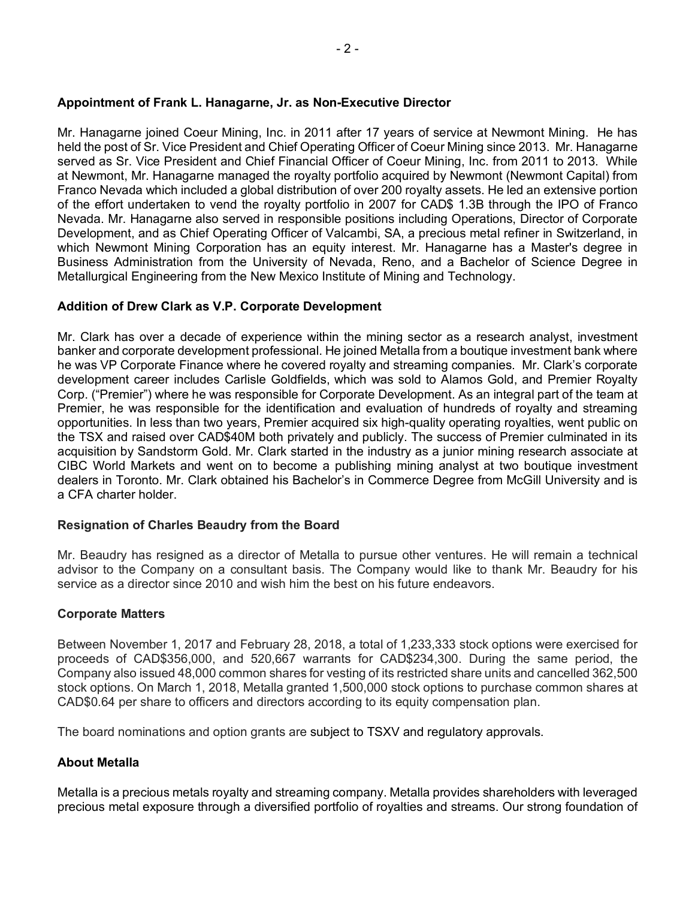### Appointment of Frank L. Hanagarne, Jr. as Non-Executive Director

Mr. Hanagarne joined Coeur Mining, Inc. in 2011 after 17 years of service at Newmont Mining. He has held the post of Sr. Vice President and Chief Operating Officer of Coeur Mining since 2013. Mr. Hanagarne served as Sr. Vice President and Chief Financial Officer of Coeur Mining, Inc. from 2011 to 2013. While at Newmont, Mr. Hanagarne managed the royalty portfolio acquired by Newmont (Newmont Capital) from Franco Nevada which included a global distribution of over 200 royalty assets. He led an extensive portion of the effort undertaken to vend the royalty portfolio in 2007 for CAD$ 1.3B through the IPO of Franco Nevada. Mr. Hanagarne also served in responsible positions including Operations, Director of Corporate Development, and as Chief Operating Officer of Valcambi, SA, a precious metal refiner in Switzerland, in which Newmont Mining Corporation has an equity interest. Mr. Hanagarne has a Master's degree in Business Administration from the University of Nevada, Reno, and a Bachelor of Science Degree in Metallurgical Engineering from the New Mexico Institute of Mining and Technology.

### Addition of Drew Clark as V.P. Corporate Development

Mr. Clark has over a decade of experience within the mining sector as a research analyst, investment banker and corporate development professional. He joined Metalla from a boutique investment bank where he was VP Corporate Finance where he covered royalty and streaming companies. Mr. Clark's corporate development career includes Carlisle Goldfields, which was sold to Alamos Gold, and Premier Royalty Corp. ("Premier") where he was responsible for Corporate Development. As an integral part of the team at Premier, he was responsible for the identification and evaluation of hundreds of royalty and streaming opportunities. In less than two years, Premier acquired six high-quality operating royalties, went public on the TSX and raised over CAD$40M both privately and publicly. The success of Premier culminated in its acquisition by Sandstorm Gold. Mr. Clark started in the industry as a junior mining research associate at CIBC World Markets and went on to become a publishing mining analyst at two boutique investment dealers in Toronto. Mr. Clark obtained his Bachelor's in Commerce Degree from McGill University and is a CFA charter holder.

### Resignation of Charles Beaudry from the Board

Mr. Beaudry has resigned as a director of Metalla to pursue other ventures. He will remain a technical advisor to the Company on a consultant basis. The Company would like to thank Mr. Beaudry for his service as a director since 2010 and wish him the best on his future endeavors.

### Corporate Matters

Between November 1, 2017 and February 28, 2018, a total of 1,233,333 stock options were exercised for proceeds of CAD$356,000, and 520,667 warrants for CAD$234,300. During the same period, the Company also issued 48,000 common shares for vesting of its restricted share units and cancelled 362,500 stock options. On March 1, 2018, Metalla granted 1,500,000 stock options to purchase common shares at CAD$0.64 per share to officers and directors according to its equity compensation plan.

The board nominations and option grants are subject to TSXV and regulatory approvals.

### About Metalla

Metalla is a precious metals royalty and streaming company. Metalla provides shareholders with leveraged precious metal exposure through a diversified portfolio of royalties and streams. Our strong foundation of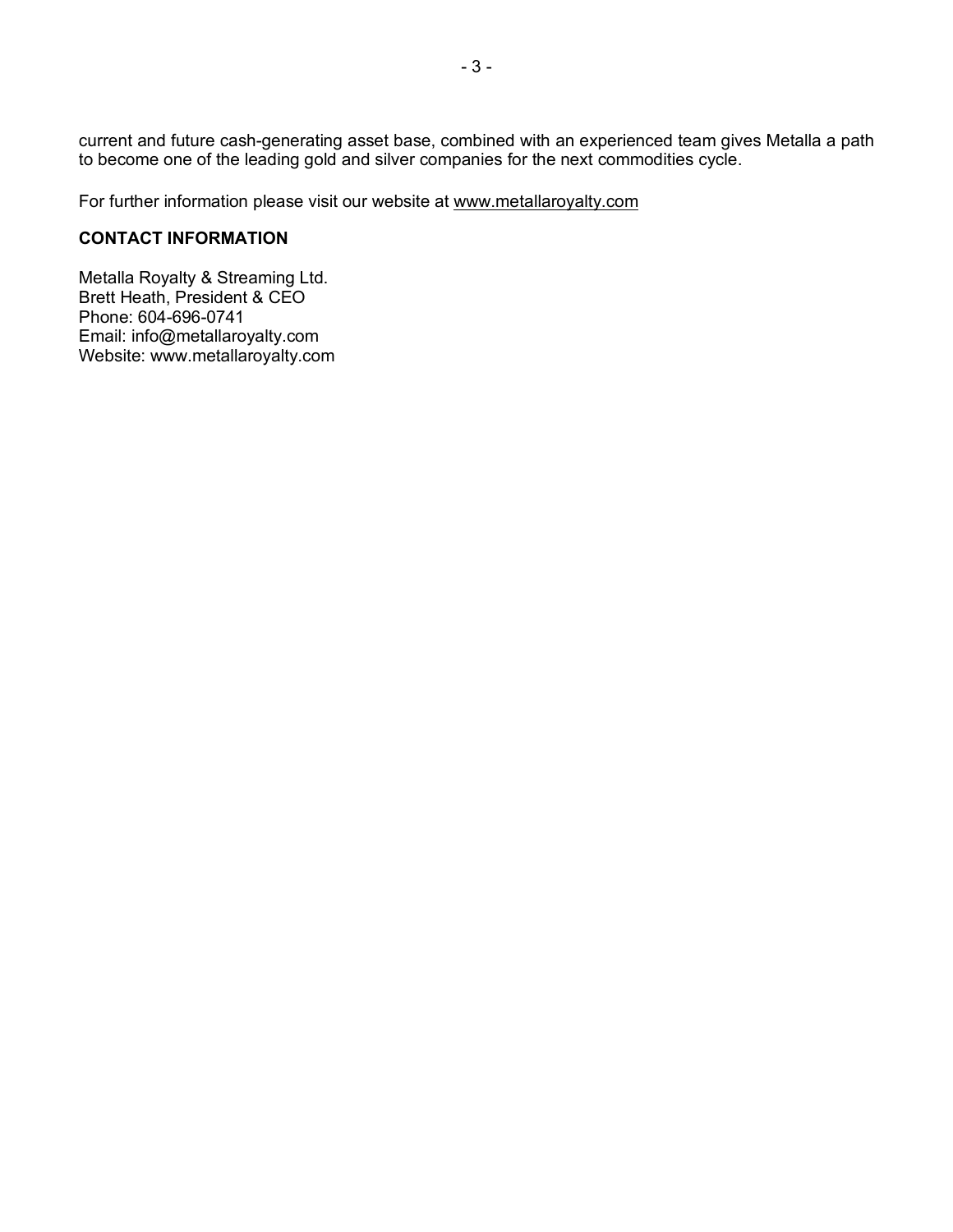current and future cash-generating asset base, combined with an experienced team gives Metalla a path to become one of the leading gold and silver companies for the next commodities cycle.

For further information please visit our website at www.metallaroyalty.com

**CONTACT INFORMATION**

Metalla Royalty & Streaming Ltd.
Brett Heath, President & CEO
Phone: 604-696-0741
Email: info@metallaroyalty.com
Website: www.metallaroyalty.com